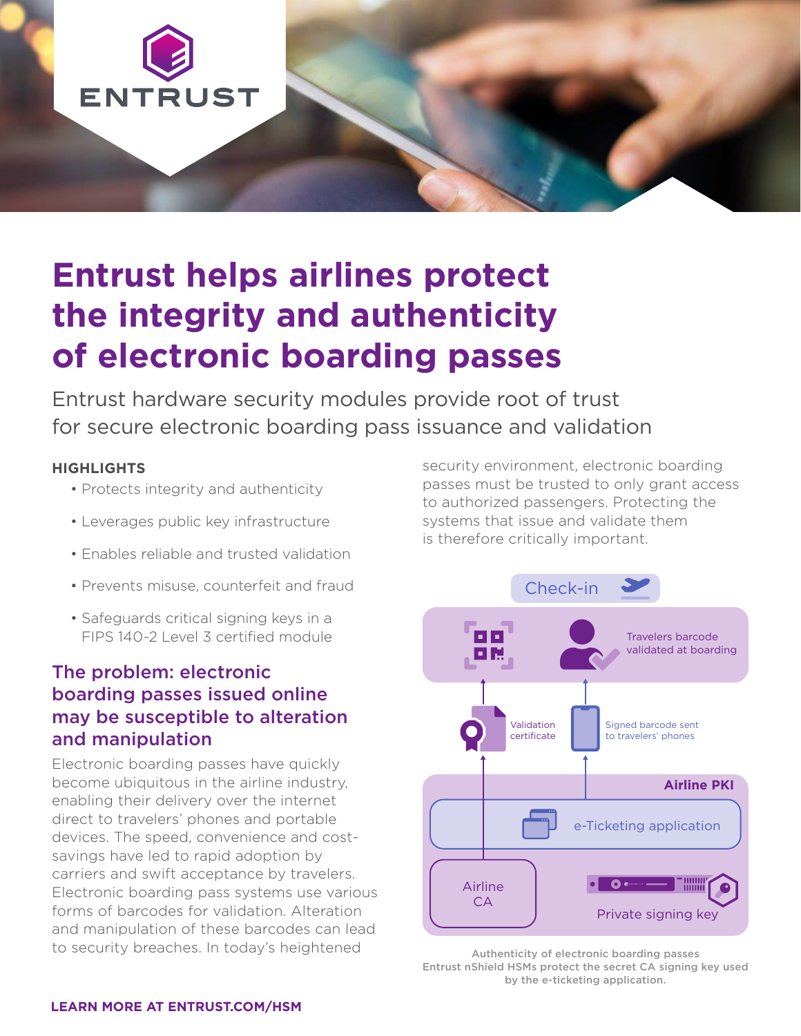# Entrust helps airlines protect the integrity and authenticity of electronic boarding passes

Entrust hardware security modules provide root of trust for secure electronic boarding pass issuance and validation

**HIGHLIGHTS**

- Protects integrity and authenticity
- Leverages public key infrastructure
- Enables reliable and trusted validation
- Prevents misuse, counterfeit and fraud
- Safeguards critical signing keys in a FIPS 140-2 Level 3 certified module

## The problem: electronic boarding passes issued online may be susceptible to alteration and manipulation

Electronic boarding passes have quickly become ubiquitous in the airline industry, enabling their delivery over the internet direct to travelers' phones and portable devices. The speed, convenience and cost-savings have led to rapid adoption by carriers and swift acceptance by travelers. Electronic boarding pass systems use various forms of barcodes for validation. Alteration and manipulation of these barcodes can lead to security breaches. In today's heightened security environment, electronic boarding passes must be trusted to only grant access to authorized passengers. Protecting the systems that issue and validate them is therefore critically important.

Check-in

Travelers barcode validated at boarding

Validation certificate

Signed barcode sent to travelers' phones

Airline PKI

e-Ticketing application

Airline CA

Private signing key

**Authenticity of electronic boarding passes**
**Entrust nShield HSMs protect the secret CA signing key used by the e-ticketing application.**

**LEARN MORE AT ENTRUST.COM/HSM**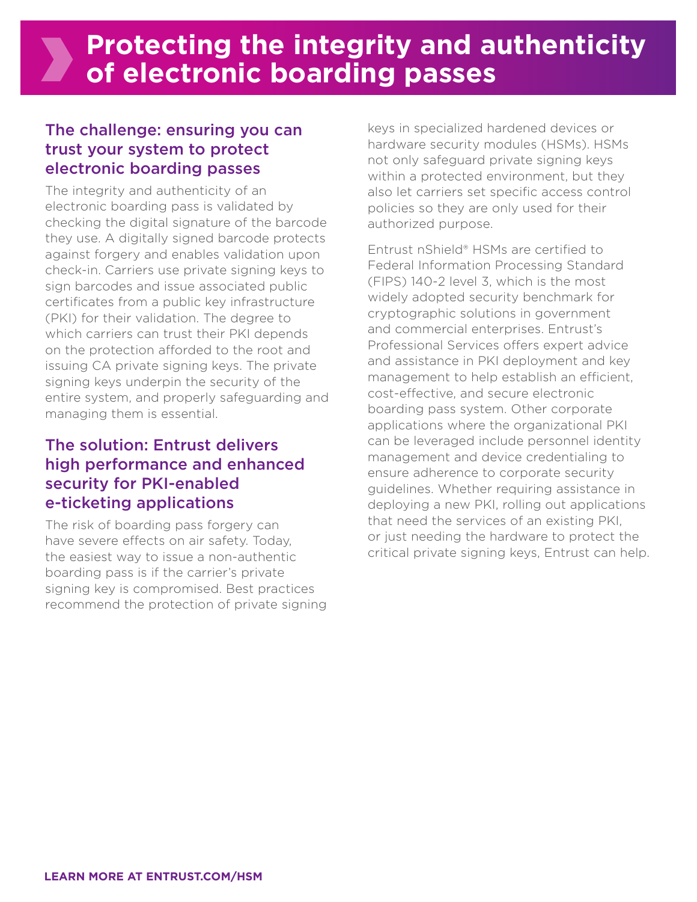# Protecting the integrity and authenticity of electronic boarding passes

## The challenge: ensuring you can trust your system to protect electronic boarding passes

The integrity and authenticity of an electronic boarding pass is validated by checking the digital signature of the barcode they use. A digitally signed barcode protects against forgery and enables validation upon check-in. Carriers use private signing keys to sign barcodes and issue associated public certificates from a public key infrastructure (PKI) for their validation. The degree to which carriers can trust their PKI depends on the protection afforded to the root and issuing CA private signing keys. The private signing keys underpin the security of the entire system, and properly safeguarding and managing them is essential.

## The solution: Entrust delivers high performance and enhanced security for PKI-enabled e-ticketing applications

The risk of boarding pass forgery can have severe effects on air safety. Today, the easiest way to issue a non-authentic boarding pass is if the carrier's private signing key is compromised. Best practices recommend the protection of private signing keys in specialized hardened devices or hardware security modules (HSMs). HSMs not only safeguard private signing keys within a protected environment, but they also let carriers set specific access control policies so they are only used for their authorized purpose.

Entrust nShield® HSMs are certified to Federal Information Processing Standard (FIPS) 140-2 level 3, which is the most widely adopted security benchmark for cryptographic solutions in government and commercial enterprises. Entrust's Professional Services offers expert advice and assistance in PKI deployment and key management to help establish an efficient, cost-effective, and secure electronic boarding pass system. Other corporate applications where the organizational PKI can be leveraged include personnel identity management and device credentialing to ensure adherence to corporate security guidelines. Whether requiring assistance in deploying a new PKI, rolling out applications that need the services of an existing PKI, or just needing the hardware to protect the critical private signing keys, Entrust can help.

**LEARN MORE AT ENTRUST.COM/HSM**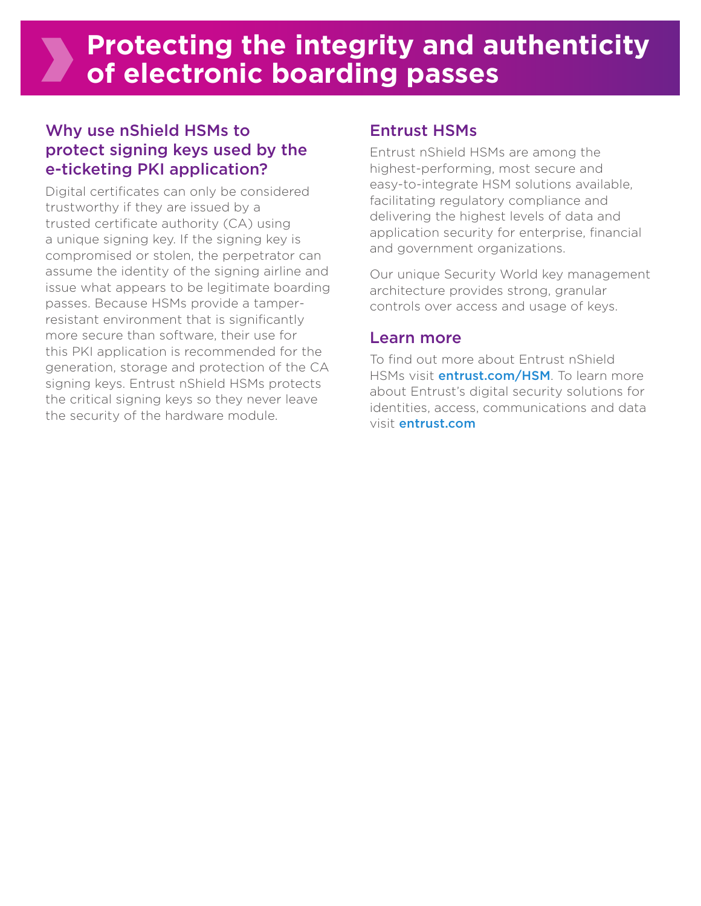# Protecting the integrity and authenticity of electronic boarding passes

## Why use nShield HSMs to protect signing keys used by the e-ticketing PKI application?

Digital certificates can only be considered trustworthy if they are issued by a trusted certificate authority (CA) using a unique signing key. If the signing key is compromised or stolen, the perpetrator can assume the identity of the signing airline and issue what appears to be legitimate boarding passes. Because HSMs provide a tamper-resistant environment that is significantly more secure than software, their use for this PKI application is recommended for the generation, storage and protection of the CA signing keys. Entrust nShield HSMs protects the critical signing keys so they never leave the security of the hardware module.

## Entrust HSMs

Entrust nShield HSMs are among the highest-performing, most secure and easy-to-integrate HSM solutions available, facilitating regulatory compliance and delivering the highest levels of data and application security for enterprise, financial and government organizations.

Our unique Security World key management architecture provides strong, granular controls over access and usage of keys.

## Learn more

To find out more about Entrust nShield HSMs visit **entrust.com/HSM**. To learn more about Entrust's digital security solutions for identities, access, communications and data visit **entrust.com**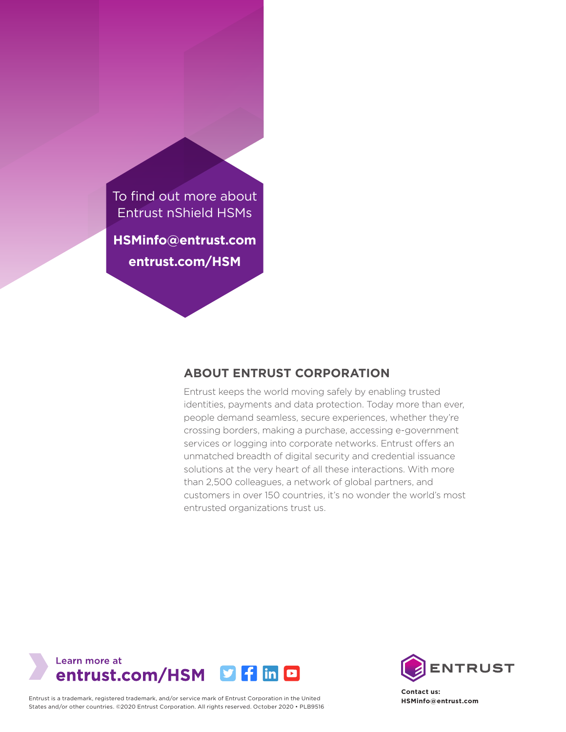To find out more about Entrust nShield HSMs

**HSMinfo@entrust.com**

**entrust.com/HSM**

## ABOUT ENTRUST CORPORATION

Entrust keeps the world moving safely by enabling trusted identities, payments and data protection. Today more than ever, people demand seamless, secure experiences, whether they're crossing borders, making a purchase, accessing e-government services or logging into corporate networks. Entrust offers an unmatched breadth of digital security and credential issuance solutions at the very heart of all these interactions. With more than 2,500 colleagues, a network of global partners, and customers in over 150 countries, it's no wonder the world's most entrusted organizations trust us.

Learn more at
**entrust.com/HSM**

ENTRUST

**Contact us:**
**HSMinfo@entrust.com**

Entrust is a trademark, registered trademark, and/or service mark of Entrust Corporation in the United States and/or other countries. ©2020 Entrust Corporation. All rights reserved. October 2020 • PLB9516